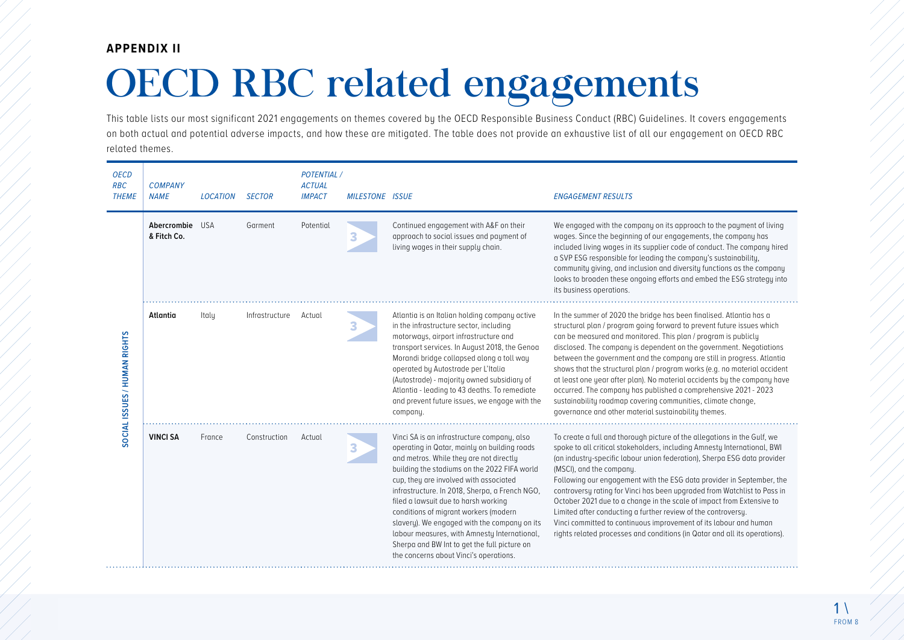**APPENDIX II**

# OECD RBC related engagements

This table lists our most significant 2021 engagements on themes covered by the OECD Responsible Business Conduct (RBC) Guidelines. It covers engagements on both actual and potential adverse impacts, and how these are mitigated. The table does not provide an exhaustive list of all our engagement on OECD RBC related themes.

| *OECD RBC THEME* | *COMPANY NAME* | *LOCATION* | *SECTOR* | *POTENTIAL / ACTUAL IMPACT* | *MILESTONE* | *ISSUE* | *ENGAGEMENT RESULTS* |
|---|---|---|---|---|---|---|---|
| SOCIAL ISSUES / HUMAN RIGHTS | **Abercrombie & Fitch Co.** | USA | Garment | Potential | 3 | Continued engagement with A&F on their approach to social issues and payment of living wages in their supply chain. | We engaged with the company on its approach to the payment of living wages. Since the beginning of our engagements, the company has included living wages in its supplier code of conduct. The company hired a SVP ESG responsible for leading the company's sustainability, community giving, and inclusion and diversity functions as the company looks to broaden these ongoing efforts and embed the ESG strategy into its business operations. |
| SOCIAL ISSUES / HUMAN RIGHTS | **Atlantia** | Italy | Infrastructure | Actual | 3 | Atlantia is an Italian holding company active in the infrastructure sector, including motorways, airport infrastructure and transport services. In August 2018, the Genoa Morandi bridge collapsed along a toll way operated by Autostrade per L'Italia (Autostrade) - majority owned subsidiary of Atlantia - leading to 43 deaths. To remediate and prevent future issues, we engage with the company. | In the summer of 2020 the bridge has been finalised. Atlantia has a structural plan / program going forward to prevent future issues which can be measured and monitored. This plan / program is publicly disclosed. The company is dependent on the government. Negotiations between the government and the company are still in progress. Atlantia shows that the structural plan / program works (e.g. no material accident at least one year after plan). No material accidents by the company have occurred. The company has published a comprehensive 2021 - 2023 sustainability roadmap covering communities, climate change, governance and other material sustainability themes. |
| SOCIAL ISSUES / HUMAN RIGHTS | **VINCI SA** | France | Construction | Actual | 3 | Vinci SA is an infrastructure company, also operating in Qatar, mainly on building roads and metros. While they are not directly building the stadiums on the 2022 FIFA world cup, they are involved with associated infrastructure. In 2018, Sherpa, a French NGO, filed a lawsuit due to harsh working conditions of migrant workers (modern slavery). We engaged with the company on its labour measures, with Amnesty International, Sherpa and BW Int to get the full picture on the concerns about Vinci's operations. | To create a full and thorough picture of the allegations in the Gulf, we spoke to all critical stakeholders, including Amnesty International, BWI (an industry-specific labour union federation), Sherpa ESG data provider (MSCI), and the company.<br>Following our engagement with the ESG data provider in September, the controversy rating for Vinci has been upgraded from Watchlist to Pass in October 2021 due to a change in the scale of impact from Extensive to Limited after conducting a further review of the controversy.<br>Vinci committed to continuous improvement of its labour and human rights related processes and conditions (in Qatar and all its operations). |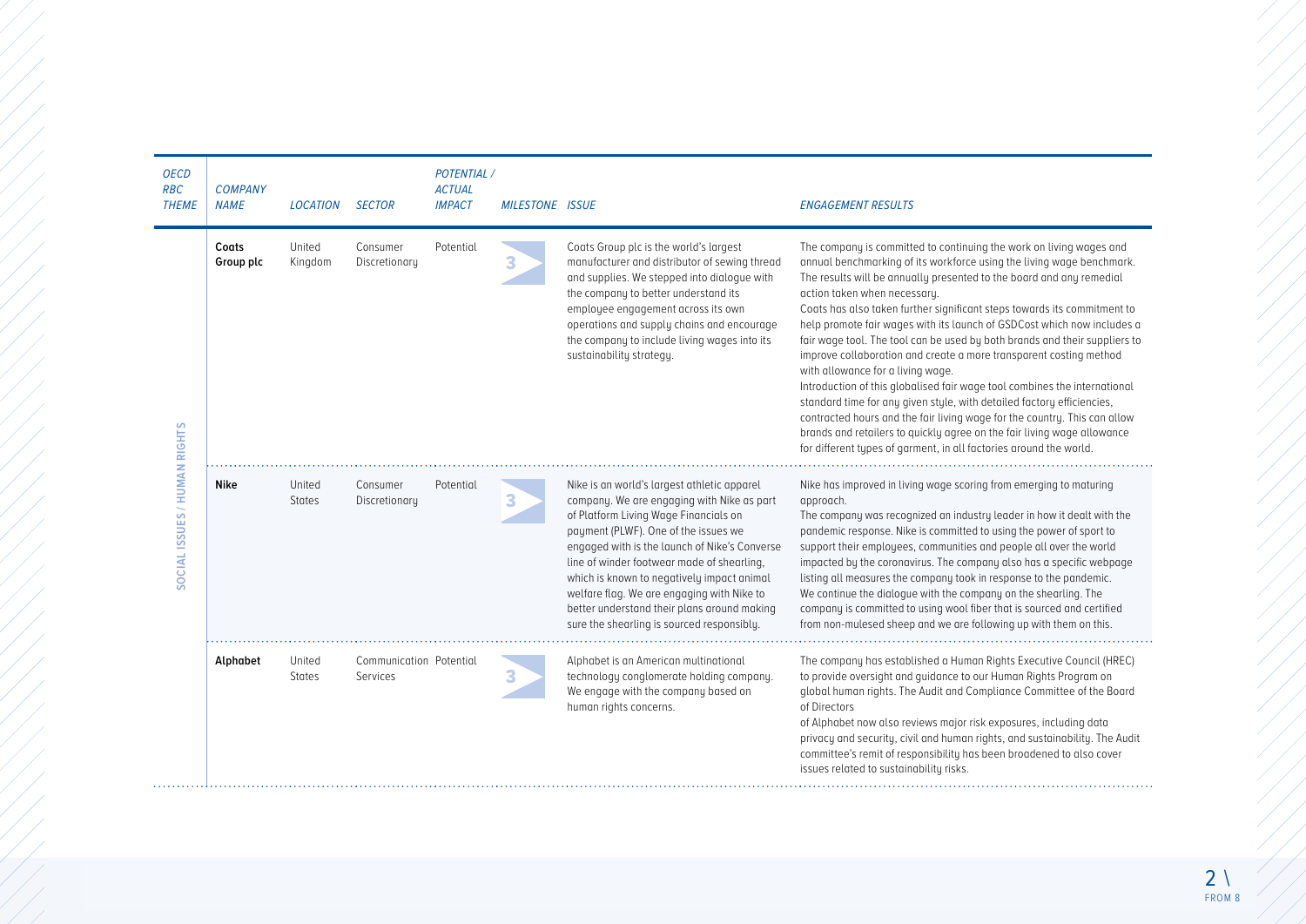| OECD RBC THEME | COMPANY NAME | LOCATION | SECTOR | POTENTIAL / ACTUAL IMPACT | MILESTONE | ISSUE | ENGAGEMENT RESULTS |
|---|---|---|---|---|---|---|---|
| SOCIAL ISSUES / HUMAN RIGHTS | **Coats Group plc** | United Kingdom | Consumer Discretionary | Potential | 3 | Coats Group plc is the world's largest manufacturer and distributor of sewing thread and supplies. We stepped into dialogue with the company to better understand its employee engagement across its own operations and supply chains and encourage the company to include living wages into its sustainability strategy. | The company is committed to continuing the work on living wages and annual benchmarking of its workforce using the living wage benchmark. The results will be annually presented to the board and any remedial action taken when necessary. Coats has also taken further significant steps towards its commitment to help promote fair wages with its launch of GSDCost which now includes a fair wage tool. The tool can be used by both brands and their suppliers to improve collaboration and create a more transparent costing method with allowance for a living wage. Introduction of this globalised fair wage tool combines the international standard time for any given style, with detailed factory efficiencies, contracted hours and the fair living wage for the country. This can allow brands and retailers to quickly agree on the fair living wage allowance for different types of garment, in all factories around the world. |
| | **Nike** | United States | Consumer Discretionary | Potential | 3 | Nike is an world's largest athletic apparel company. We are engaging with Nike as part of Platform Living Wage Financials on payment (PLWF). One of the issues we engaged with is the launch of Nike's Converse line of winder footwear made of shearling, which is known to negatively impact animal welfare flag. We are engaging with Nike to better understand their plans around making sure the shearling is sourced responsibly. | Nike has improved in living wage scoring from emerging to maturing approach. The company was recognized an industry leader in how it dealt with the pandemic response. Nike is committed to using the power of sport to support their employees, communities and people all over the world impacted by the coronavirus. The company also has a specific webpage listing all measures the company took in response to the pandemic. We continue the dialogue with the company on the shearling. The company is committed to using wool fiber that is sourced and certified from non-mulesed sheep and we are following up with them on this. |
| | **Alphabet** | United States | Communication Services | Potential | 3 | Alphabet is an American multinational technology conglomerate holding company. We engage with the company based on human rights concerns. | The company has established a Human Rights Executive Council (HREC) to provide oversight and guidance to our Human Rights Program on global human rights. The Audit and Compliance Committee of the Board of Directors of Alphabet now also reviews major risk exposures, including data privacy and security, civil and human rights, and sustainability. The Audit committee's remit of responsibility has been broadened to also cover issues related to sustainability risks. |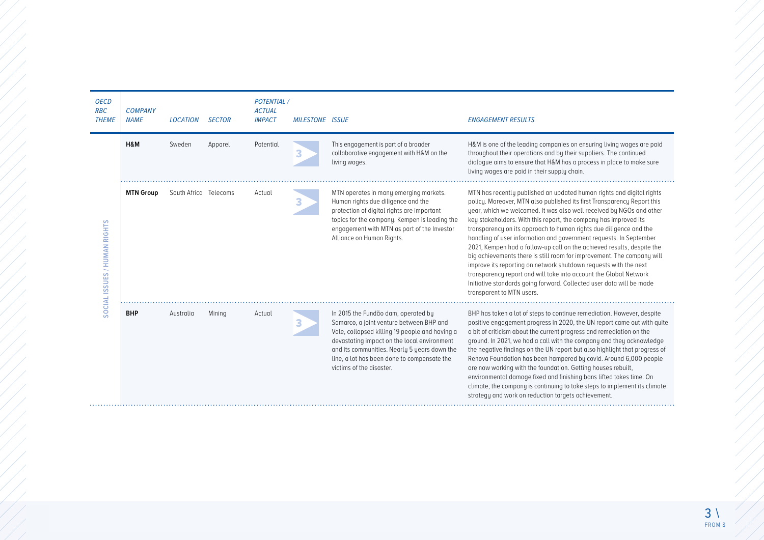| OECD RBC THEME | COMPANY NAME | LOCATION | SECTOR | POTENTIAL / ACTUAL IMPACT | MILESTONE | ISSUE | ENGAGEMENT RESULTS |
|---|---|---|---|---|---|---|---|
| SOCIAL ISSUES / HUMAN RIGHTS | **H&M** | Sweden | Apparel | Potential | 3 | This engagement is part of a broader collaborative engagement with H&M on the living wages. | H&M is one of the leading companies on ensuring living wages are paid throughout their operations and by their suppliers. The continued dialogue aims to ensure that H&M has a process in place to make sure living wages are paid in their supply chain. |
| | **MTN Group** | South Africa | Telecoms | Actual | 3 | MTN operates in many emerging markets. Human rights due diligence and the protection of digital rights are important topics for the company. Kempen is leading the engagement with MTN as part of the Investor Alliance on Human Rights. | MTN has recently published an updated human rights and digital rights policy. Moreover, MTN also published its first Transparency Report this year, which we welcomed. It was also well received by NGOs and other key stakeholders. With this report, the company has improved its transparency on its approach to human rights due diligence and the handling of user information and government requests. In September 2021, Kempen had a follow-up call on the achieved results, despite the big achievements there is still room for improvement. The company will improve its reporting on network shutdown requests with the next transparency report and will take into account the Global Network Initiative standards going forward. Collected user data will be made transparent to MTN users. |
| | **BHP** | Australia | Mining | Actual | 3 | In 2015 the Fundão dam, operated by Samarco, a joint venture between BHP and Vale, collapsed killing 19 people and having a devastating impact on the local environment and its communities. Nearly 5 years down the line, a lot has been done to compensate the victims of the disaster. | BHP has taken a lot of steps to continue remediation. However, despite positive engagement progress in 2020, the UN report came out with quite a bit of criticism about the current progress and remediation on the ground. In 2021, we had a call with the company and they acknowledge the negative findings on the UN report but also highlight that progress of Renova Foundation has been hampered by covid. Around 6,000 people are now working with the foundation. Getting houses rebuilt, environmental damage fixed and finishing bans lifted takes time. On climate, the company is continuing to take steps to implement its climate strategy and work on reduction targets achievement. |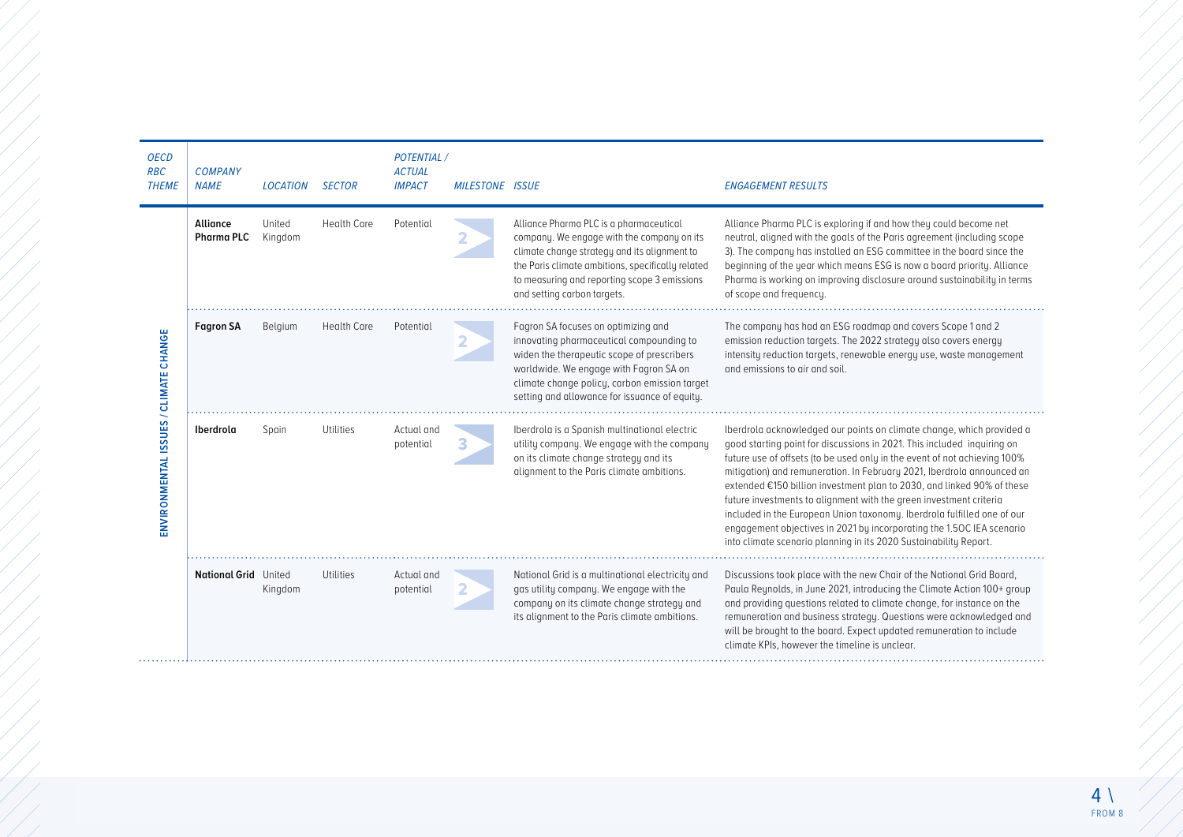| OECD RBC THEME | COMPANY NAME | LOCATION | SECTOR | POTENTIAL / ACTUAL IMPACT | MILESTONE | ISSUE | ENGAGEMENT RESULTS |
|---|---|---|---|---|---|---|---|
| ENVIRONMENTAL ISSUES / CLIMATE CHANGE | **Alliance Pharma PLC** | United Kingdom | Health Care | Potential | 2 | Alliance Pharma PLC is a pharmaceutical company. We engage with the company on its climate change strategy and its alignment to the Paris climate ambitions, specifically related to measuring and reporting scope 3 emissions and setting carbon targets. | Alliance Pharma PLC is exploring if and how they could become net neutral, aligned with the goals of the Paris agreement (including scope 3). The company has installed an ESG committee in the board since the beginning of the year which means ESG is now a board priority. Alliance Pharma is working on improving disclosure around sustainability in terms of scope and frequency. |
| | **Fagron SA** | Belgium | Health Care | Potential | 2 | Fagron SA focuses on optimizing and innovating pharmaceutical compounding to widen the therapeutic scope of prescribers worldwide. We engage with Fagron SA on climate change policy, carbon emission target setting and allowance for issuance of equity. | The company has had an ESG roadmap and covers Scope 1 and 2 emission reduction targets. The 2022 strategy also covers energy intensity reduction targets, renewable energy use, waste management and emissions to air and soil. |
| | **Iberdrola** | Spain | Utilities | Actual and potential | 3 | Iberdrola is a Spanish multinational electric utility company. We engage with the company on its climate change strategy and its alignment to the Paris climate ambitions. | Iberdrola acknowledged our points on climate change, which provided a good starting point for discussions in 2021. This included inquiring on future use of offsets (to be used only in the event of not achieving 100% mitigation) and remuneration. In February 2021, Iberdrola announced an extended €150 billion investment plan to 2030, and linked 90% of these future investments to alignment with the green investment criteria included in the European Union taxonomy. Iberdrola fulfilled one of our engagement objectives in 2021 by incorporating the 1.5OC IEA scenario into climate scenario planning in its 2020 Sustainability Report. |
| | **National Grid** | United Kingdom | Utilities | Actual and potential | 2 | National Grid is a multinational electricity and gas utility company. We engage with the company on its climate change strategy and its alignment to the Paris climate ambitions. | Discussions took place with the new Chair of the National Grid Board, Paula Reynolds, in June 2021, introducing the Climate Action 100+ group and providing questions related to climate change, for instance on the remuneration and business strategy. Questions were acknowledged and will be brought to the board. Expect updated remuneration to include climate KPIs, however the timeline is unclear. |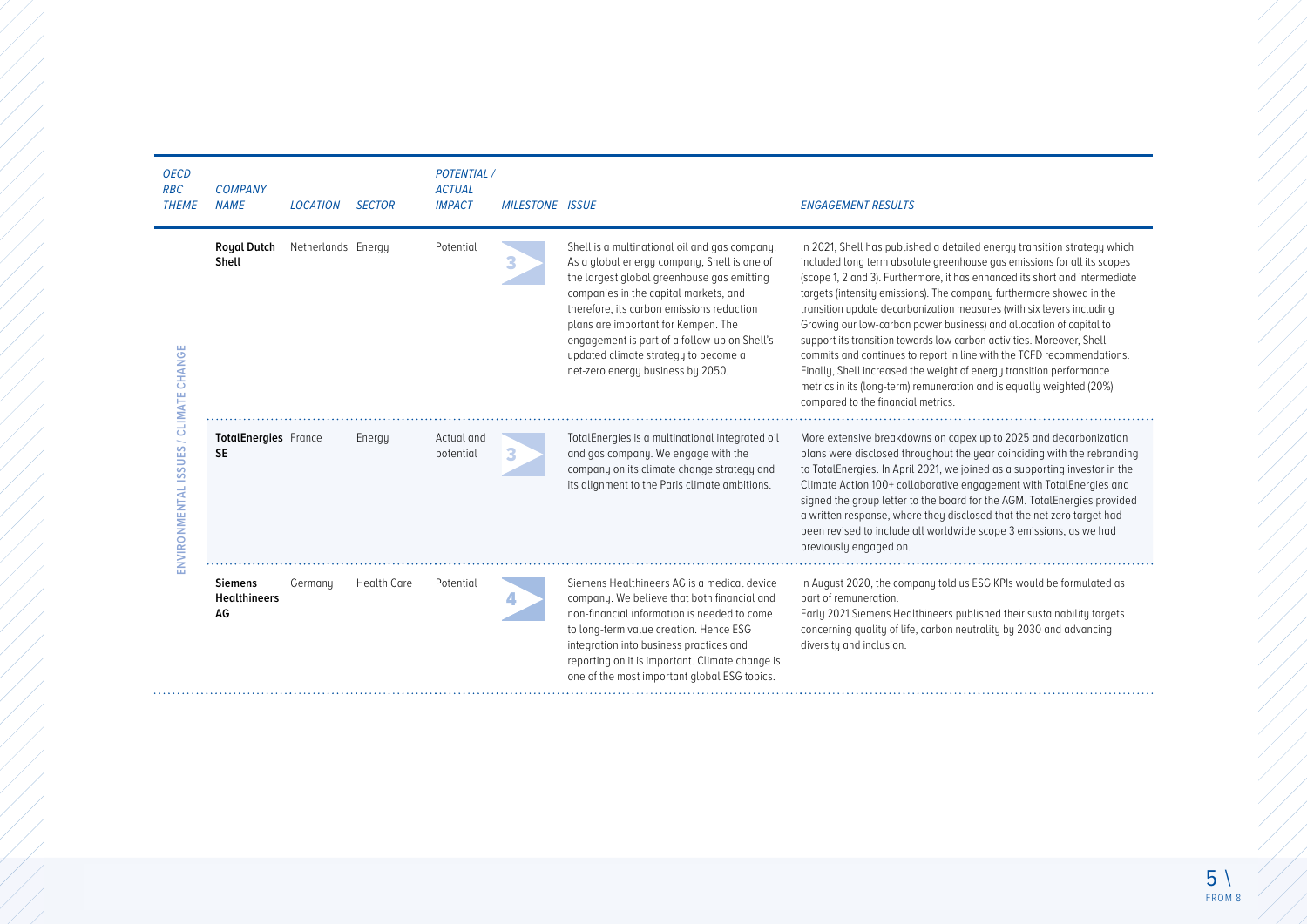| OECD RBC THEME | COMPANY NAME | LOCATION | SECTOR | POTENTIAL / ACTUAL IMPACT | MILESTONE | ISSUE | ENGAGEMENT RESULTS |
|---|---|---|---|---|---|---|---|
| ENVIRONMENTAL ISSUES / CLIMATE CHANGE | **Royal Dutch Shell** | Netherlands | Energy | Potential | 3 | Shell is a multinational oil and gas company. As a global energy company, Shell is one of the largest global greenhouse gas emitting companies in the capital markets, and therefore, its carbon emissions reduction plans are important for Kempen. The engagement is part of a follow-up on Shell's updated climate strategy to become a net-zero energy business by 2050. | In 2021, Shell has published a detailed energy transition strategy which included long term absolute greenhouse gas emissions for all its scopes (scope 1, 2 and 3). Furthermore, it has enhanced its short and intermediate targets (intensity emissions). The company furthermore showed in the transition update decarbonization measures (with six levers including Growing our low-carbon power business) and allocation of capital to support its transition towards low carbon activities. Moreover, Shell commits and continues to report in line with the TCFD recommendations. Finally, Shell increased the weight of energy transition performance metrics in its (long-term) remuneration and is equally weighted (20%) compared to the financial metrics. |
| | **TotalEnergies SE** | France | Energy | Actual and potential | 3 | TotalEnergies is a multinational integrated oil and gas company. We engage with the company on its climate change strategy and its alignment to the Paris climate ambitions. | More extensive breakdowns on capex up to 2025 and decarbonization plans were disclosed throughout the year coinciding with the rebranding to TotalEnergies. In April 2021, we joined as a supporting investor in the Climate Action 100+ collaborative engagement with TotalEnergies and signed the group letter to the board for the AGM. TotalEnergies provided a written response, where they disclosed that the net zero target had been revised to include all worldwide scope 3 emissions, as we had previously engaged on. |
| | **Siemens Healthineers AG** | Germany | Health Care | Potential | 4 | Siemens Healthineers AG is a medical device company. We believe that both financial and non-financial information is needed to come to long-term value creation. Hence ESG integration into business practices and reporting on it is important. Climate change is one of the most important global ESG topics. | In August 2020, the company told us ESG KPIs would be formulated as part of remuneration. Early 2021 Siemens Healthineers published their sustainability targets concerning quality of life, carbon neutrality by 2030 and advancing diversity and inclusion. |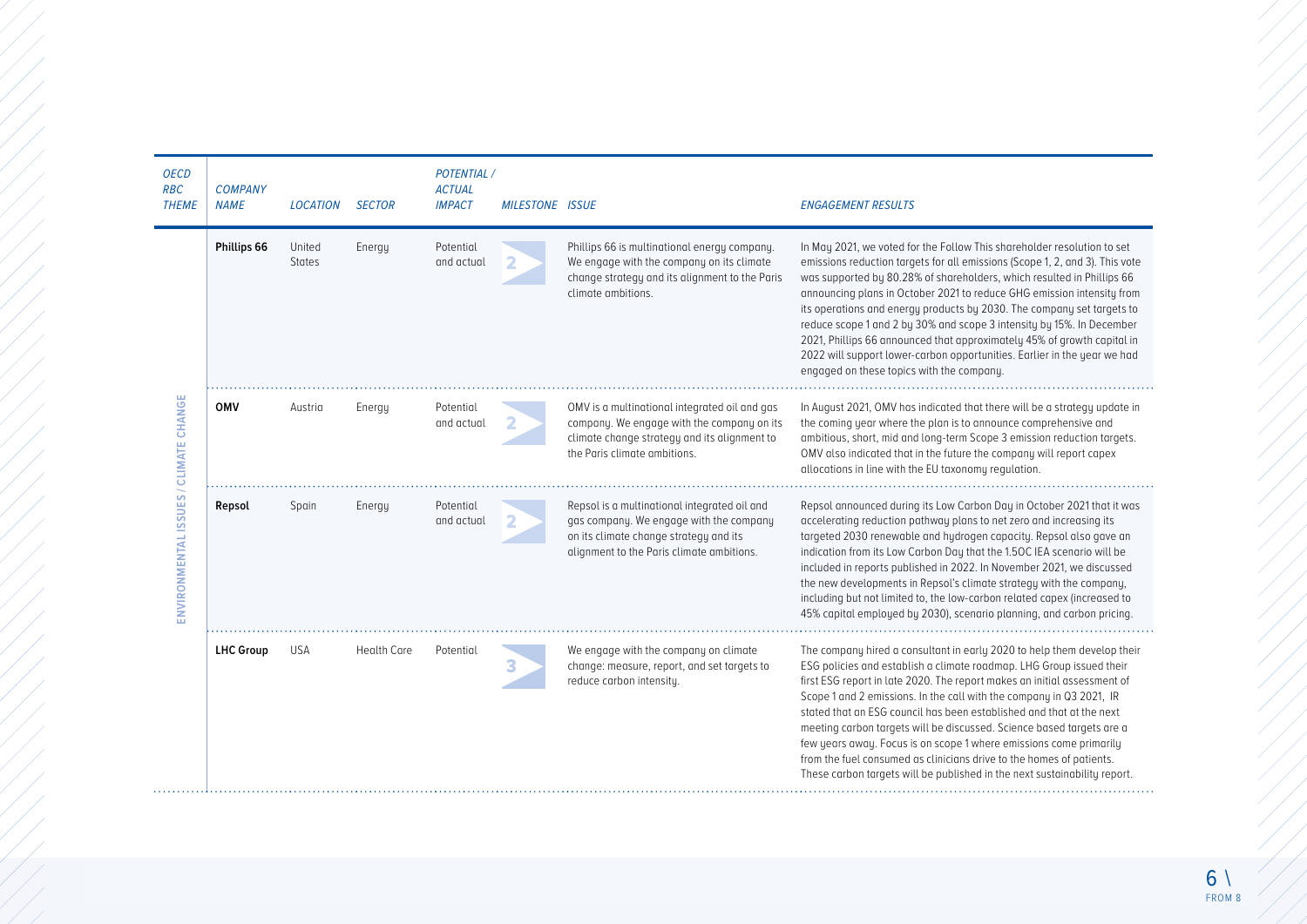| OECD RBC THEME | COMPANY NAME | LOCATION | SECTOR | POTENTIAL / ACTUAL IMPACT | MILESTONE | ISSUE | ENGAGEMENT RESULTS |
|---|---|---|---|---|---|---|---|
| ENVIRONMENTAL ISSUES / CLIMATE CHANGE | **Phillips 66** | United States | Energy | Potential and actual | 2 | Phillips 66 is multinational energy company. We engage with the company on its climate change strategy and its alignment to the Paris climate ambitions. | In May 2021, we voted for the Follow This shareholder resolution to set emissions reduction targets for all emissions (Scope 1, 2, and 3). This vote was supported by 80.28% of shareholders, which resulted in Phillips 66 announcing plans in October 2021 to reduce GHG emission intensity from its operations and energy products by 2030. The company set targets to reduce scope 1 and 2 by 30% and scope 3 intensity by 15%. In December 2021, Phillips 66 announced that approximately 45% of growth capital in 2022 will support lower-carbon opportunities. Earlier in the year we had engaged on these topics with the company. |
| | **OMV** | Austria | Energy | Potential and actual | 2 | OMV is a multinational integrated oil and gas company. We engage with the company on its climate change strategy and its alignment to the Paris climate ambitions. | In August 2021, OMV has indicated that there will be a strategy update in the coming year where the plan is to announce comprehensive and ambitious, short, mid and long-term Scope 3 emission reduction targets. OMV also indicated that in the future the company will report capex allocations in line with the EU taxonomy regulation. |
| | **Repsol** | Spain | Energy | Potential and actual | 2 | Repsol is a multinational integrated oil and gas company. We engage with the company on its climate change strategy and its alignment to the Paris climate ambitions. | Repsol announced during its Low Carbon Day in October 2021 that it was accelerating reduction pathway plans to net zero and increasing its targeted 2030 renewable and hydrogen capacity. Repsol also gave an indication from its Low Carbon Day that the 1.5OC IEA scenario will be included in reports published in 2022. In November 2021, we discussed the new developments in Repsol's climate strategy with the company, including but not limited to, the low-carbon related capex (increased to 45% capital employed by 2030), scenario planning, and carbon pricing. |
| | **LHC Group** | USA | Health Care | Potential | 3 | We engage with the company on climate change: measure, report, and set targets to reduce carbon intensity. | The company hired a consultant in early 2020 to help them develop their ESG policies and establish a climate roadmap. LHG Group issued their first ESG report in late 2020. The report makes an initial assessment of Scope 1 and 2 emissions. In the call with the company in Q3 2021, IR stated that an ESG council has been established and that at the next meeting carbon targets will be discussed. Science based targets are a few years away. Focus is on scope 1 where emissions come primarily from the fuel consumed as clinicians drive to the homes of patients. These carbon targets will be published in the next sustainability report. |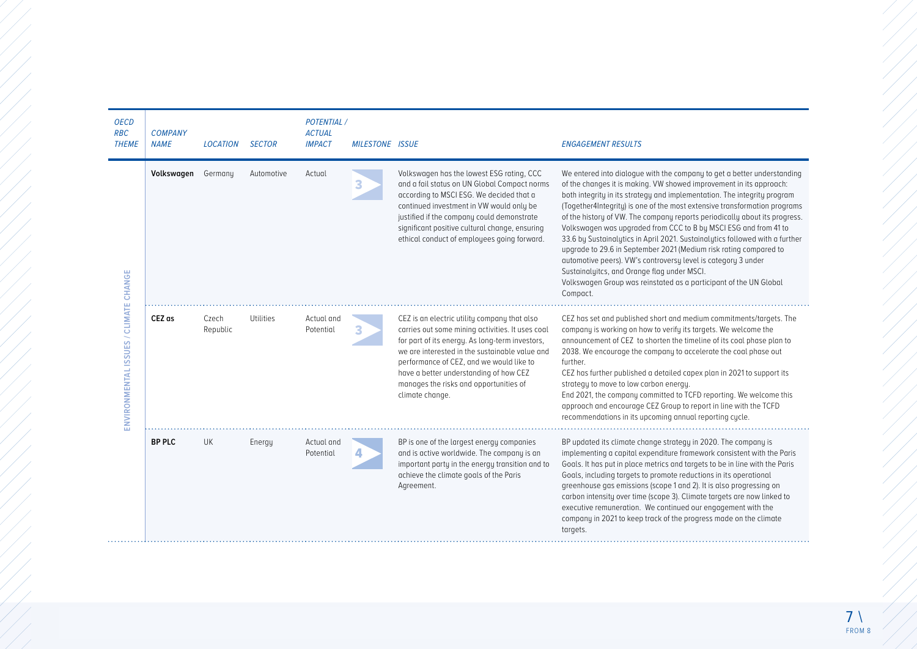| OECD RBC THEME | COMPANY NAME | LOCATION | SECTOR | POTENTIAL / ACTUAL IMPACT | MILESTONE | ISSUE | ENGAGEMENT RESULTS |
|---|---|---|---|---|---|---|---|
| ENVIRONMENTAL ISSUES / CLIMATE CHANGE | **Volkswagen** | Germany | Automotive | Actual | 3 | Volkswagen has the lowest ESG rating, CCC and a fail status on UN Global Compact norms according to MSCI ESG. We decided that a continued investment in VW would only be justified if the company could demonstrate significant positive cultural change, ensuring ethical conduct of employees going forward. | We entered into dialogue with the company to get a better understanding of the changes it is making. VW showed improvement in its approach: both integrity in its strategy and implementation. The integrity program (Together4Integrity) is one of the most extensive transformation programs of the history of VW. The company reports periodically about its progress. Volkswagen was upgraded from CCC to B by MSCI ESG and from 41 to 33.6 by Sustainalytics in April 2021. Sustainalytics followed with a further upgrade to 29.6 in September 2021 (Medium risk rating compared to automotive peers). VW's controversy level is category 3 under Sustainalyitcs, and Orange flag under MSCI.<br>Volkswagen Group was reinstated as a participant of the UN Global Compact. |
| | **CEZ as** | Czech Republic | Utilities | Actual and Potential | 3 | CEZ is an electric utility company that also carries out some mining activities. It uses coal for part of its energy. As long-term investors, we are interested in the sustainable value and performance of CEZ, and we would like to have a better understanding of how CEZ manages the risks and opportunities of climate change. | CEZ has set and published short and medium commitments/targets. The company is working on how to verify its targets. We welcome the announcement of CEZ to shorten the timeline of its coal phase plan to 2038. We encourage the company to accelerate the coal phase out further.<br>CEZ has further published a detailed capex plan in 2021 to support its strategy to move to low carbon energy.<br>End 2021, the company committed to TCFD reporting. We welcome this approach and encourage CEZ Group to report in line with the TCFD recommendations in its upcoming annual reporting cycle. |
| | **BP PLC** | UK | Energy | Actual and Potential | 4 | BP is one of the largest energy companies and is active worldwide. The company is an important party in the energy transition and to achieve the climate goals of the Paris Agreement. | BP updated its climate change strategy in 2020. The company is implementing a capital expenditure framework consistent with the Paris Goals. It has put in place metrics and targets to be in line with the Paris Goals, including targets to promote reductions in its operational greenhouse gas emissions (scope 1 and 2). It is also progressing on carbon intensity over time (scope 3). Climate targets are now linked to executive remuneration. We continued our engagement with the company in 2021 to keep track of the progress made on the climate targets. |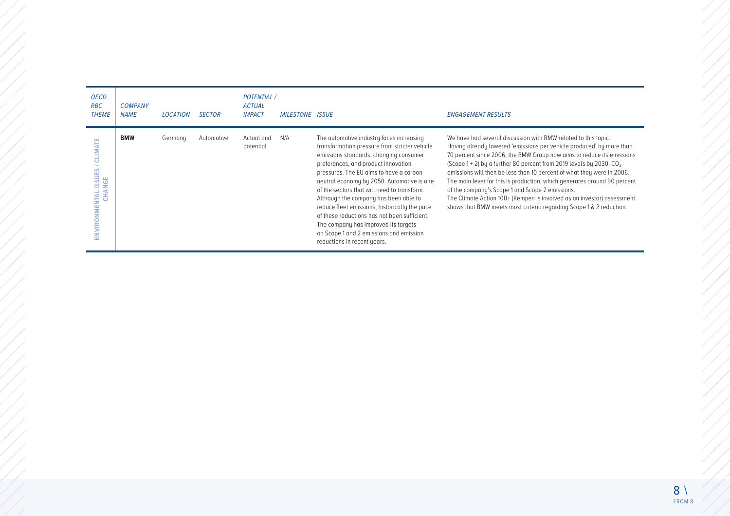| OECD RBC THEME | COMPANY NAME | LOCATION | SECTOR | POTENTIAL / ACTUAL IMPACT | MILESTONE | ISSUE | ENGAGEMENT RESULTS |
|---|---|---|---|---|---|---|---|
| ENVIRONMENTAL ISSUES / CLIMATE CHANGE | **BMW** | Germany | Automotive | Actual and potential | N/A | The automotive industry faces increasing transformation pressure from stricter vehicle emissions standards, changing consumer preferences, and product innovation pressures. The EU aims to have a carbon neutral economy by 2050. Automotive is one of the sectors that will need to transform. Although the company has been able to reduce fleet emissions, historically the pace of these reductions has not been sufficient. The company has improved its targets on Scope 1 and 2 emissions and emission reductions in recent years. | We have had several discussion with BMW related to this topic. Having already lowered 'emissions per vehicle produced' by more than 70 percent since 2006, the BMW Group now aims to reduce its emissions (Scope 1 + 2) by a further 80 percent from 2019 levels by 2030. $CO_2$ emissions will then be less than 10 percent of what they were in 2006. The main lever for this is production, which generates around 90 percent of the company's Scope 1 and Scope 2 emissions. The Climate Action 100+ (Kempen is involved as an investor) assessment shows that BMW meets most criteria regarding Scope 1 & 2 reduction. |